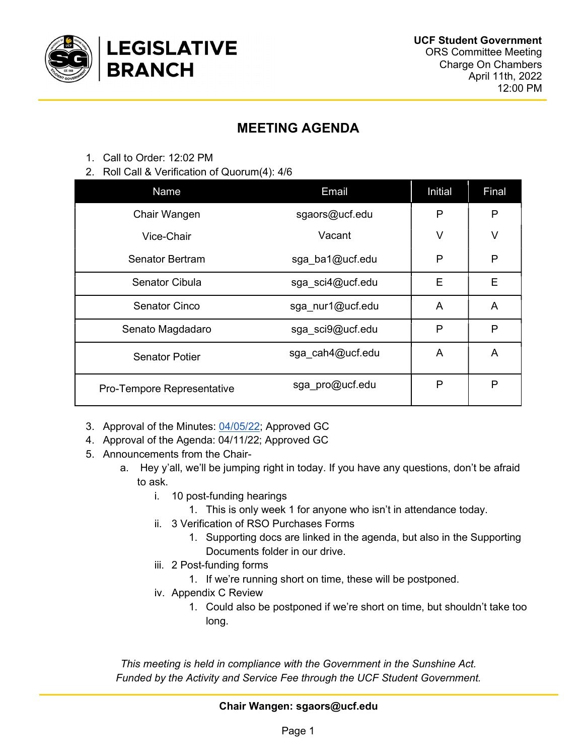**LEGISLATIVE BRANCH**

**UCF Student Government**
ORS Committee Meeting
Charge On Chambers
April 11th, 2022
12:00 PM

## MEETING AGENDA

1. Call to Order: 12:02 PM
2. Roll Call & Verification of Quorum(4): 4/6

| Name | Email | Initial | Final |
|---|---|---|---|
| Chair Wangen | sgaors@ucf.edu | P | P |
| Vice-Chair | Vacant | V | V |
| Senator Bertram | sga_ba1@ucf.edu | P | P |
| Senator Cibula | sga_sci4@ucf.edu | E | E |
| Senator Cinco | sga_nur1@ucf.edu | A | A |
| Senato Magdadaro | sga_sci9@ucf.edu | P | P |
| Senator Potier | sga_cah4@ucf.edu | A | A |
| Pro-Tempore Representative | sga_pro@ucf.edu | P | P |

3. Approval of the Minutes: 04/05/22; Approved GC
4. Approval of the Agenda: 04/11/22; Approved GC
5. Announcements from the Chair-
   a. Hey y'all, we'll be jumping right in today. If you have any questions, don't be afraid to ask.
      i. 10 post-funding hearings
         1. This is only week 1 for anyone who isn't in attendance today.
      ii. 3 Verification of RSO Purchases Forms
         1. Supporting docs are linked in the agenda, but also in the Supporting Documents folder in our drive.
      iii. 2 Post-funding forms
         1. If we're running short on time, these will be postponed.
      iv. Appendix C Review
         1. Could also be postponed if we're short on time, but shouldn't take too long.

*This meeting is held in compliance with the Government in the Sunshine Act.*
*Funded by the Activity and Service Fee through the UCF Student Government.*

**Chair Wangen: sgaors@ucf.edu**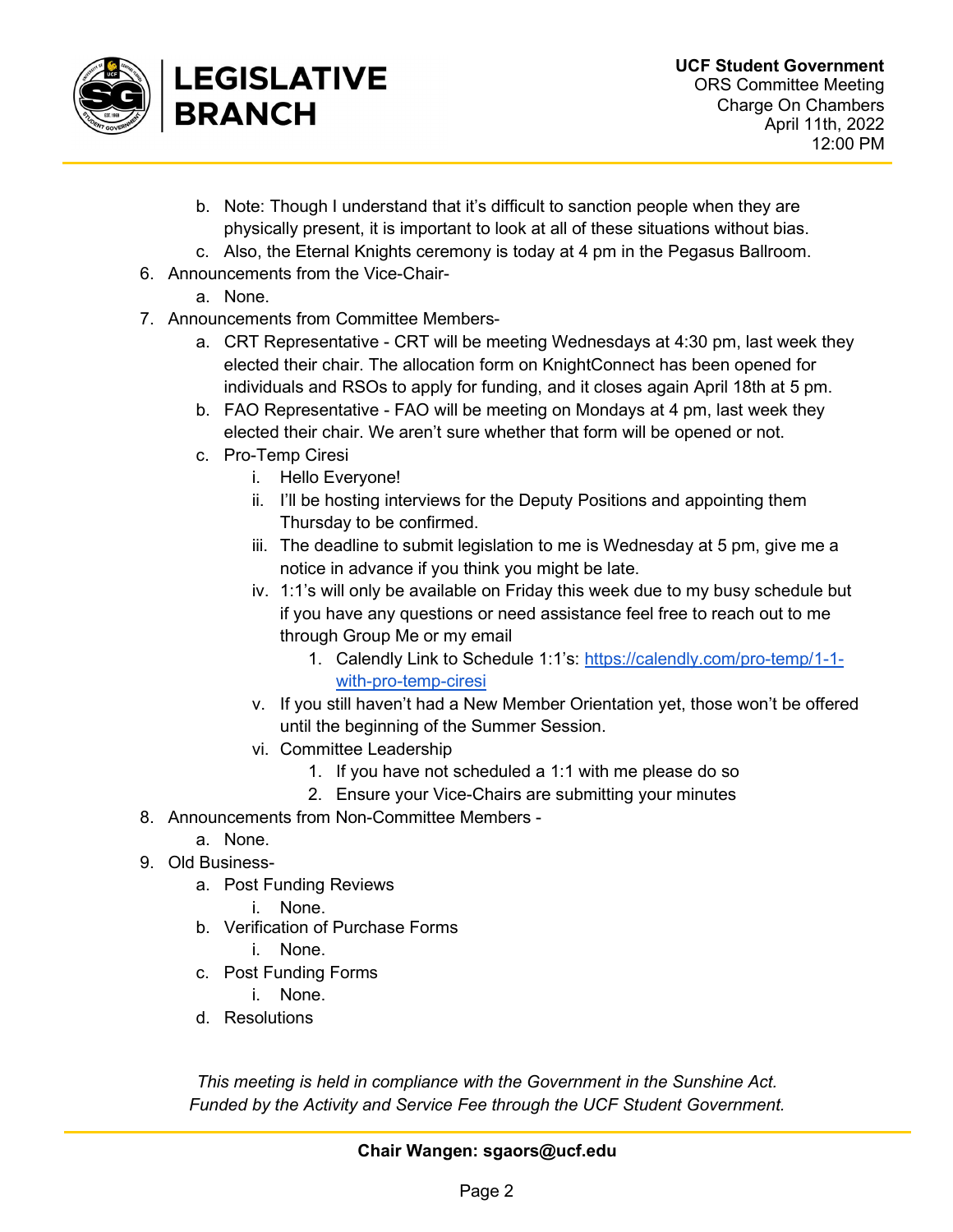b. Note: Though I understand that it's difficult to sanction people when they are physically present, it is important to look at all of these situations without bias.

c. Also, the Eternal Knights ceremony is today at 4 pm in the Pegasus Ballroom.

6. Announcements from the Vice-Chair-
    a. None.
7. Announcements from Committee Members-
    a. CRT Representative - CRT will be meeting Wednesdays at 4:30 pm, last week they elected their chair. The allocation form on KnightConnect has been opened for individuals and RSOs to apply for funding, and it closes again April 18th at 5 pm.
    b. FAO Representative - FAO will be meeting on Mondays at 4 pm, last week they elected their chair. We aren't sure whether that form will be opened or not.
    c. Pro-Temp Ciresi
        i. Hello Everyone!
        ii. I'll be hosting interviews for the Deputy Positions and appointing them Thursday to be confirmed.
        iii. The deadline to submit legislation to me is Wednesday at 5 pm, give me a notice in advance if you think you might be late.
        iv. 1:1's will only be available on Friday this week due to my busy schedule but if you have any questions or need assistance feel free to reach out to me through Group Me or my email
            1. Calendly Link to Schedule 1:1's: [https://calendly.com/pro-temp/1-1-with-pro-temp-ciresi](https://calendly.com/pro-temp/1-1-with-pro-temp-ciresi)
        v. If you still haven't had a New Member Orientation yet, those won't be offered until the beginning of the Summer Session.
        vi. Committee Leadership
            1. If you have not scheduled a 1:1 with me please do so
            2. Ensure your Vice-Chairs are submitting your minutes
8. Announcements from Non-Committee Members -
    a. None.
9. Old Business-
    a. Post Funding Reviews
        i. None.
    b. Verification of Purchase Forms
        i. None.
    c. Post Funding Forms
        i. None.
    d. Resolutions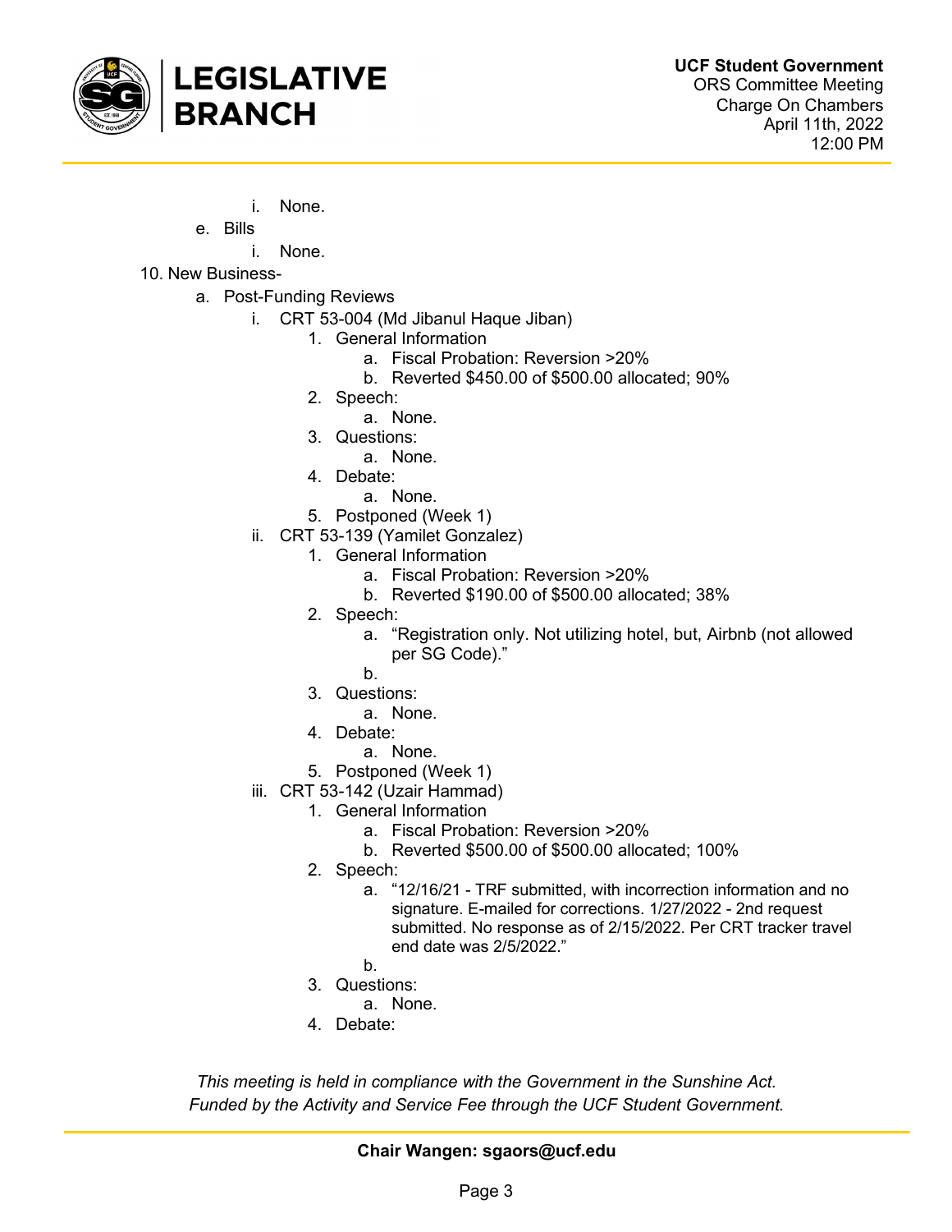i. None.

e. Bills

   i. None.

10. New Business-

   a. Post-Funding Reviews

      i. CRT 53-004 (Md Jibanul Haque Jiban)

         1. General Information
            a. Fiscal Probation: Reversion >20%
            b. Reverted $450.00 of $500.00 allocated; 90%
         2. Speech:
            a. None.
         3. Questions:
            a. None.
         4. Debate:
            a. None.
         5. Postponed (Week 1)

      ii. CRT 53-139 (Yamilet Gonzalez)

         1. General Information
            a. Fiscal Probation: Reversion >20%
            b. Reverted $190.00 of $500.00 allocated; 38%
         2. Speech:
            a. "Registration only. Not utilizing hotel, but, Airbnb (not allowed per SG Code)."
            b.
         3. Questions:
            a. None.
         4. Debate:
            a. None.
         5. Postponed (Week 1)

      iii. CRT 53-142 (Uzair Hammad)

         1. General Information
            a. Fiscal Probation: Reversion >20%
            b. Reverted $500.00 of $500.00 allocated; 100%
         2. Speech:
            a. "12/16/21 - TRF submitted, with incorrection information and no signature. E-mailed for corrections. 1/27/2022 - 2nd request submitted. No response as of 2/15/2022. Per CRT tracker travel end date was 2/5/2022."
            b.
         3. Questions:
            a. None.
         4. Debate:

*This meeting is held in compliance with the Government in the Sunshine Act.*
*Funded by the Activity and Service Fee through the UCF Student Government.*

**Chair Wangen: sgaors@ucf.edu**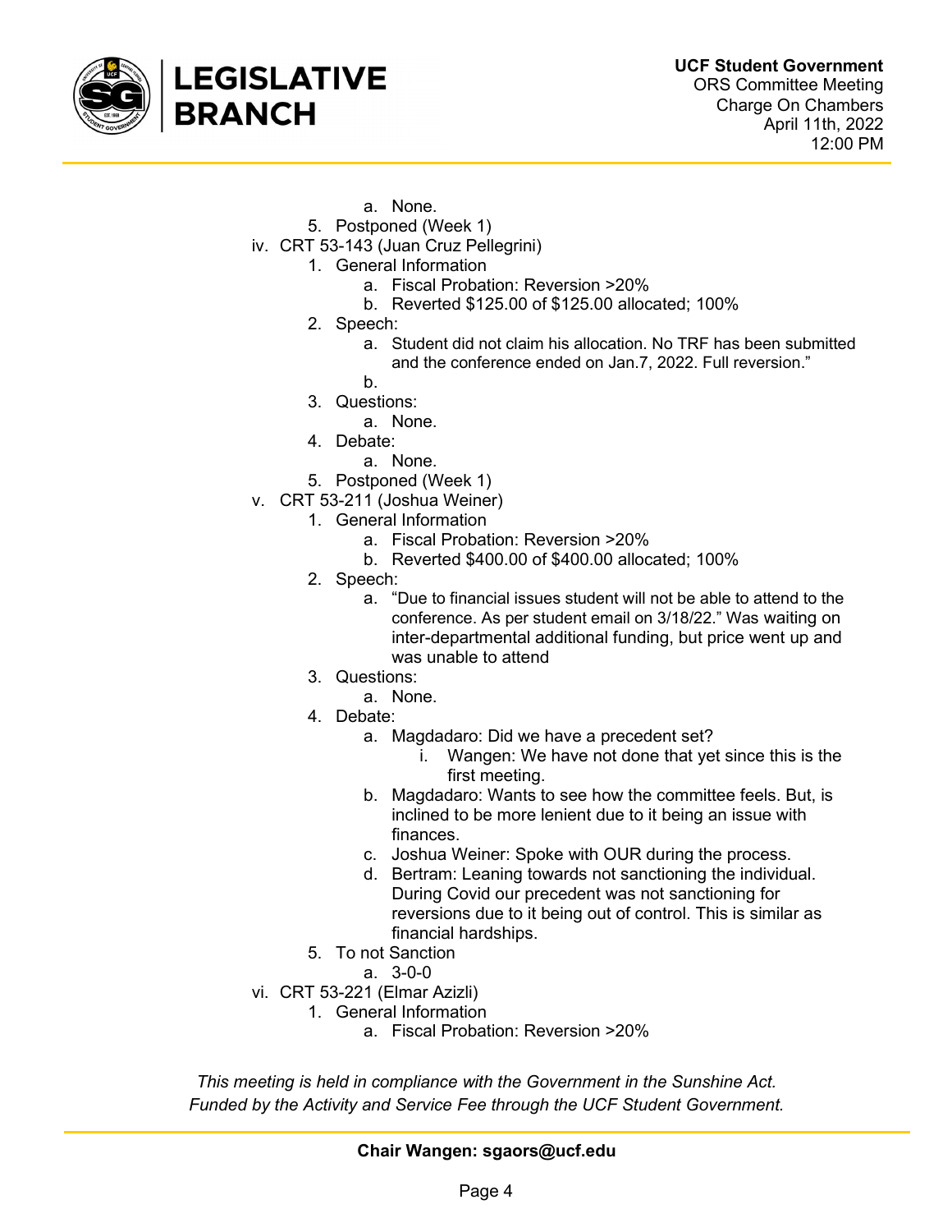a. None.

5. Postponed (Week 1)

iv. CRT 53-143 (Juan Cruz Pellegrini)

1. General Information
    a. Fiscal Probation: Reversion >20%
    b. Reverted $125.00 of $125.00 allocated; 100%
2. Speech:
    a. Student did not claim his allocation. No TRF has been submitted and the conference ended on Jan.7, 2022. Full reversion."
    b.
3. Questions:
    a. None.
4. Debate:
    a. None.
5. Postponed (Week 1)

v. CRT 53-211 (Joshua Weiner)

1. General Information
    a. Fiscal Probation: Reversion >20%
    b. Reverted $400.00 of $400.00 allocated; 100%
2. Speech:
    a. "Due to financial issues student will not be able to attend to the conference. As per student email on 3/18/22." Was waiting on inter-departmental additional funding, but price went up and was unable to attend
3. Questions:
    a. None.
4. Debate:
    a. Magdadaro: Did we have a precedent set?
        i. Wangen: We have not done that yet since this is the first meeting.
    b. Magdadaro: Wants to see how the committee feels. But, is inclined to be more lenient due to it being an issue with finances.
    c. Joshua Weiner: Spoke with OUR during the process.
    d. Bertram: Leaning towards not sanctioning the individual. During Covid our precedent was not sanctioning for reversions due to it being out of control. This is similar as financial hardships.
5. To not Sanction
    a. 3-0-0

vi. CRT 53-221 (Elmar Azizli)

1. General Information
    a. Fiscal Probation: Reversion >20%

*This meeting is held in compliance with the Government in the Sunshine Act.*
*Funded by the Activity and Service Fee through the UCF Student Government.*

**Chair Wangen: sgaors@ucf.edu**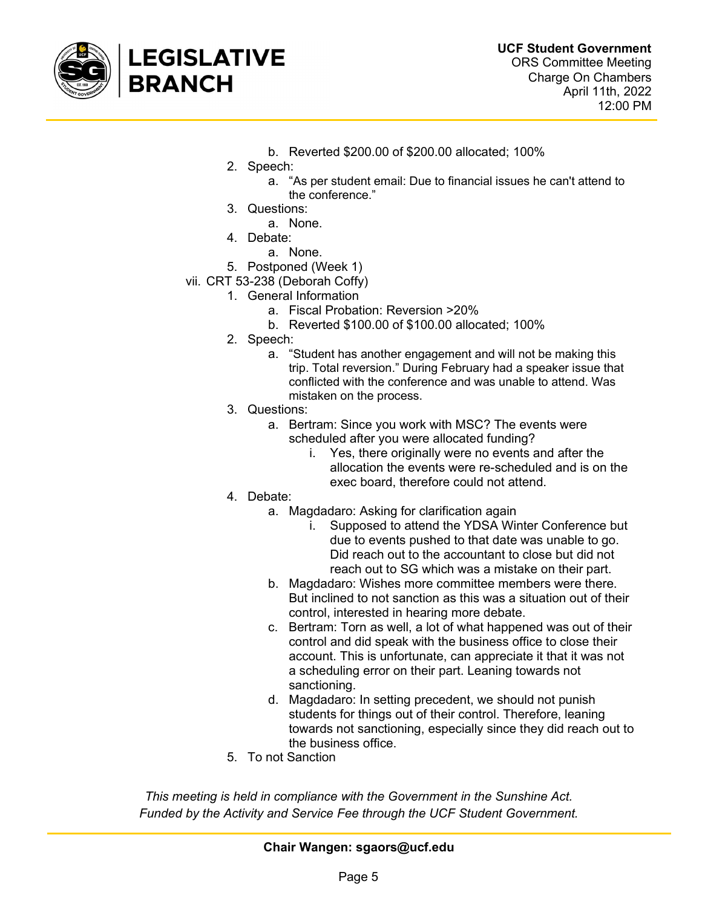b. Reverted $200.00 of $200.00 allocated; 100%

2. Speech:
    a. “As per student email: Due to financial issues he can't attend to the conference.”
3. Questions:
    a. None.
4. Debate:
    a. None.
5. Postponed (Week 1)

vii. CRT 53-238 (Deborah Coffy)

1. General Information
    a. Fiscal Probation: Reversion >20%
    b. Reverted $100.00 of $100.00 allocated; 100%
2. Speech:
    a. “Student has another engagement and will not be making this trip. Total reversion.” During February had a speaker issue that conflicted with the conference and was unable to attend. Was mistaken on the process.
3. Questions:
    a. Bertram: Since you work with MSC? The events were scheduled after you were allocated funding?
        i. Yes, there originally were no events and after the allocation the events were re-scheduled and is on the exec board, therefore could not attend.
4. Debate:
    a. Magdadaro: Asking for clarification again
        i. Supposed to attend the YDSA Winter Conference but due to events pushed to that date was unable to go. Did reach out to the accountant to close but did not reach out to SG which was a mistake on their part.
    b. Magdadaro: Wishes more committee members were there. But inclined to not sanction as this was a situation out of their control, interested in hearing more debate.
    c. Bertram: Torn as well, a lot of what happened was out of their control and did speak with the business office to close their account. This is unfortunate, can appreciate it that it was not a scheduling error on their part. Leaning towards not sanctioning.
    d. Magdadaro: In setting precedent, we should not punish students for things out of their control. Therefore, leaning towards not sanctioning, especially since they did reach out to the business office.
5. To not Sanction

*This meeting is held in compliance with the Government in the Sunshine Act.*
*Funded by the Activity and Service Fee through the UCF Student Government.*

**Chair Wangen: sgaors@ucf.edu**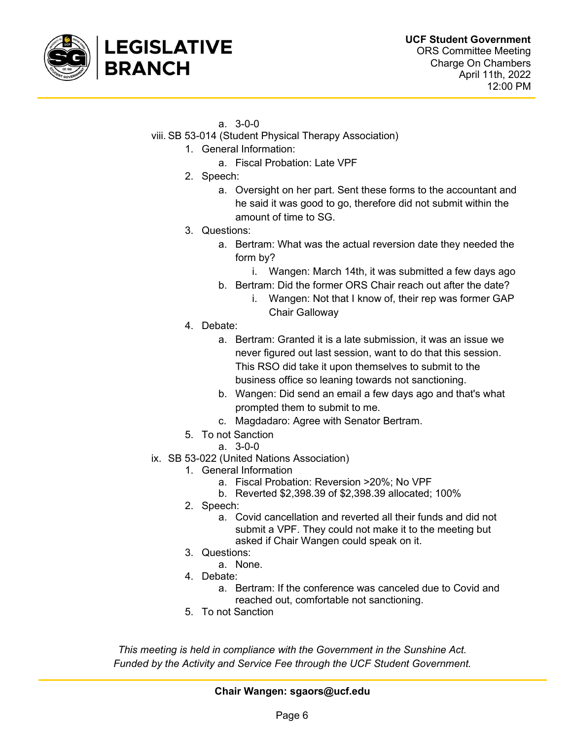a. 3-0-0

viii. SB 53-014 (Student Physical Therapy Association)

1. General Information:
   a. Fiscal Probation: Late VPF
2. Speech:
   a. Oversight on her part. Sent these forms to the accountant and he said it was good to go, therefore did not submit within the amount of time to SG.
3. Questions:
   a. Bertram: What was the actual reversion date they needed the form by?
      i. Wangen: March 14th, it was submitted a few days ago
   b. Bertram: Did the former ORS Chair reach out after the date?
      i. Wangen: Not that I know of, their rep was former GAP Chair Galloway
4. Debate:
   a. Bertram: Granted it is a late submission, it was an issue we never figured out last session, want to do that this session. This RSO did take it upon themselves to submit to the business office so leaning towards not sanctioning.
   b. Wangen: Did send an email a few days ago and that's what prompted them to submit to me.
   c. Magdadaro: Agree with Senator Bertram.
5. To not Sanction
   a. 3-0-0

ix. SB 53-022 (United Nations Association)

1. General Information
   a. Fiscal Probation: Reversion >20%; No VPF
   b. Reverted $2,398.39 of $2,398.39 allocated; 100%
2. Speech:
   a. Covid cancellation and reverted all their funds and did not submit a VPF. They could not make it to the meeting but asked if Chair Wangen could speak on it.
3. Questions:
   a. None.
4. Debate:
   a. Bertram: If the conference was canceled due to Covid and reached out, comfortable not sanctioning.
5. To not Sanction

*This meeting is held in compliance with the Government in the Sunshine Act.*
*Funded by the Activity and Service Fee through the UCF Student Government.*

**Chair Wangen: sgaors@ucf.edu**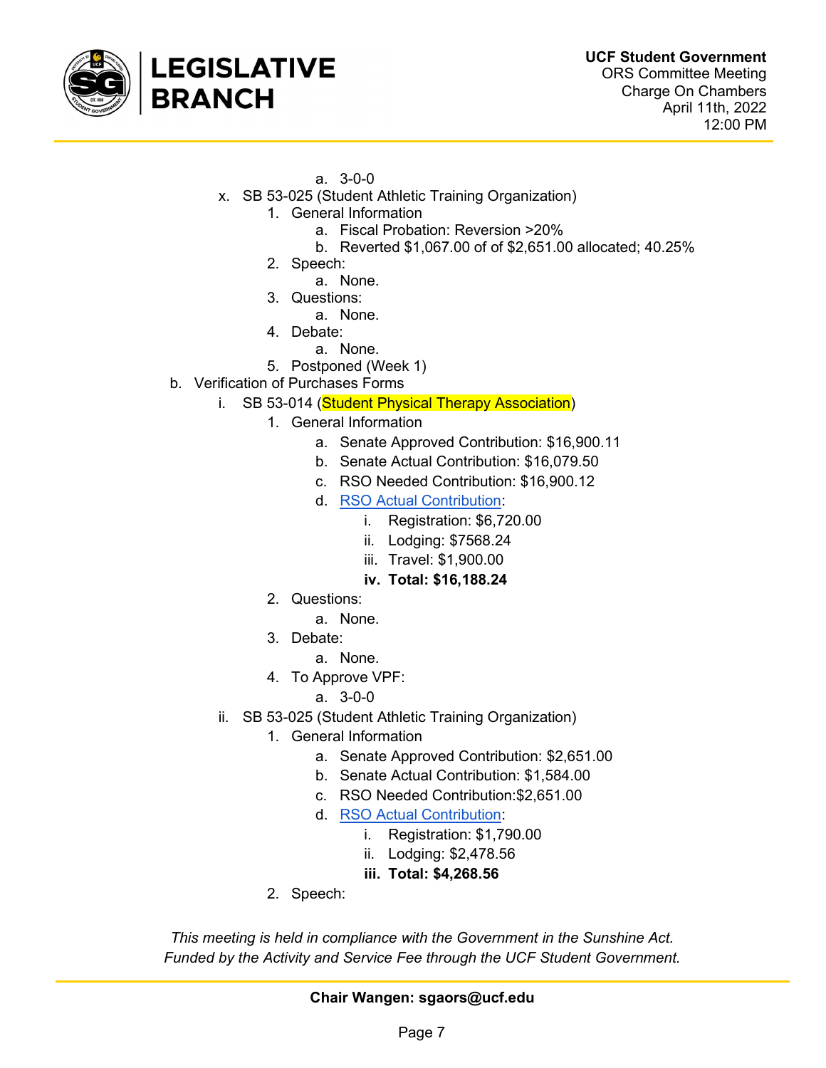a. 3-0-0

   x. SB 53-025 (Student Athletic Training Organization)
      1. General Information
         a. Fiscal Probation: Reversion >20%
         b. Reverted $1,067.00 of of $2,651.00 allocated; 40.25%
      2. Speech:
         a. None.
      3. Questions:
         a. None.
      4. Debate:
         a. None.
      5. Postponed (Week 1)

b. Verification of Purchases Forms
   i. SB 53-014 (Student Physical Therapy Association)
      1. General Information
         a. Senate Approved Contribution: $16,900.11
         b. Senate Actual Contribution: $16,079.50
         c. RSO Needed Contribution: $16,900.12
         d. RSO Actual Contribution:
            i. Registration: $6,720.00
            ii. Lodging: $7568.24
            iii. Travel: $1,900.00
            **iv. Total: $16,188.24**
      2. Questions:
         a. None.
      3. Debate:
         a. None.
      4. To Approve VPF:
         a. 3-0-0
   ii. SB 53-025 (Student Athletic Training Organization)
      1. General Information
         a. Senate Approved Contribution: $2,651.00
         b. Senate Actual Contribution: $1,584.00
         c. RSO Needed Contribution:$2,651.00
         d. RSO Actual Contribution:
            i. Registration: $1,790.00
            ii. Lodging: $2,478.56
            **iii. Total: $4,268.56**
      2. Speech: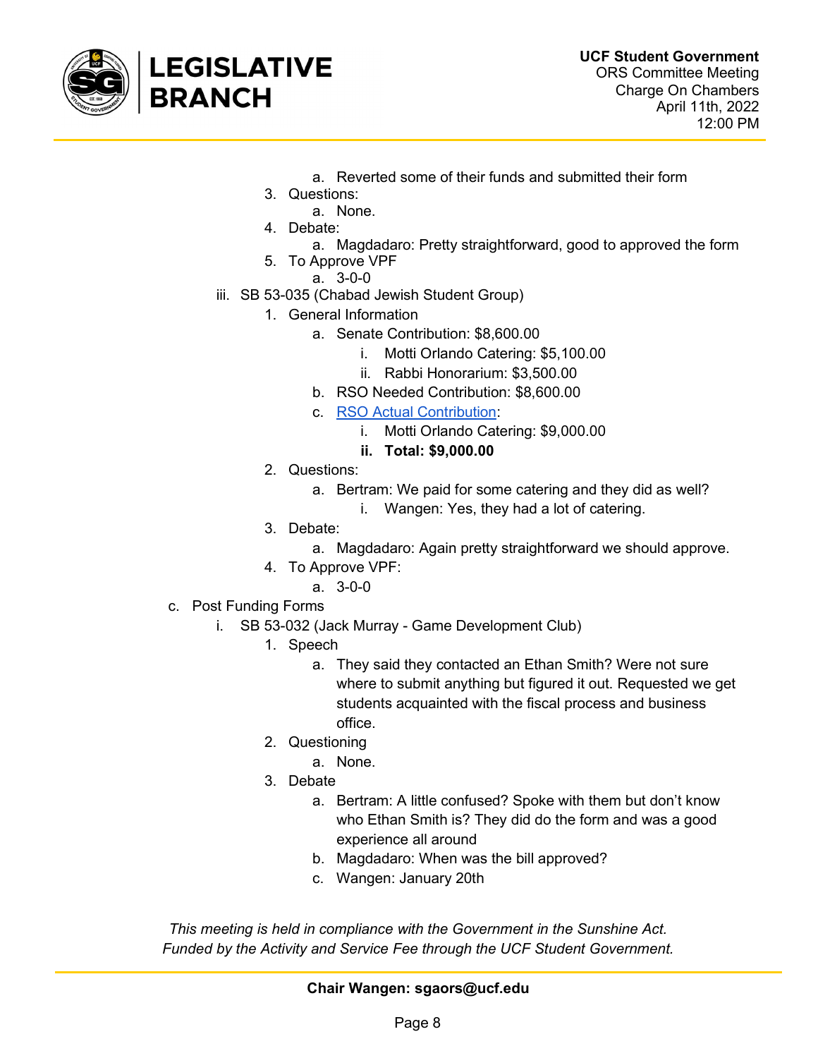a. Reverted some of their funds and submitted their form
      3. Questions:
         a. None.
      4. Debate:
         a. Magdadaro: Pretty straightforward, good to approved the form
      5. To Approve VPF
         a. 3-0-0

   iii. SB 53-035 (Chabad Jewish Student Group)
      1. General Information
         a. Senate Contribution: $8,600.00
            i. Motti Orlando Catering: $5,100.00
            ii. Rabbi Honorarium: $3,500.00
         b. RSO Needed Contribution: $8,600.00
         c. RSO Actual Contribution:
            i. Motti Orlando Catering: $9,000.00
            **ii. Total: $9,000.00**
      2. Questions:
         a. Bertram: We paid for some catering and they did as well?
            i. Wangen: Yes, they had a lot of catering.
      3. Debate:
         a. Magdadaro: Again pretty straightforward we should approve.
      4. To Approve VPF:
         a. 3-0-0

c. Post Funding Forms
   i. SB 53-032 (Jack Murray - Game Development Club)
      1. Speech
         a. They said they contacted an Ethan Smith? Were not sure where to submit anything but figured it out. Requested we get students acquainted with the fiscal process and business office.
      2. Questioning
         a. None.
      3. Debate
         a. Bertram: A little confused? Spoke with them but don't know who Ethan Smith is? They did do the form and was a good experience all around
         b. Magdadaro: When was the bill approved?
         c. Wangen: January 20th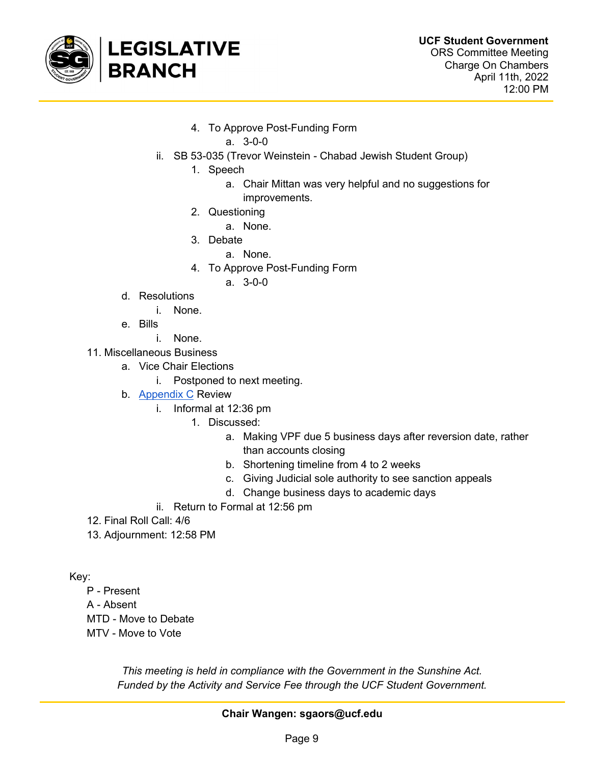4. To Approve Post-Funding Form
    a. 3-0-0

ii. SB 53-035 (Trevor Weinstein - Chabad Jewish Student Group)

1. Speech
    a. Chair Mittan was very helpful and no suggestions for improvements.
2. Questioning
    a. None.
3. Debate
    a. None.
4. To Approve Post-Funding Form
    a. 3-0-0

d. Resolutions
    i. None.

e. Bills
    i. None.

11. Miscellaneous Business
    a. Vice Chair Elections
        i. Postponed to next meeting.
    b. Appendix C Review
        i. Informal at 12:36 pm
            1. Discussed:
                a. Making VPF due 5 business days after reversion date, rather than accounts closing
                b. Shortening timeline from 4 to 2 weeks
                c. Giving Judicial sole authority to see sanction appeals
                d. Change business days to academic days
        ii. Return to Formal at 12:56 pm
12. Final Roll Call: 4/6
13. Adjournment: 12:58 PM

Key:

- P - Present
- A - Absent
- MTD - Move to Debate
- MTV - Move to Vote

*This meeting is held in compliance with the Government in the Sunshine Act.*
*Funded by the Activity and Service Fee through the UCF Student Government.*

**Chair Wangen: sgaors@ucf.edu**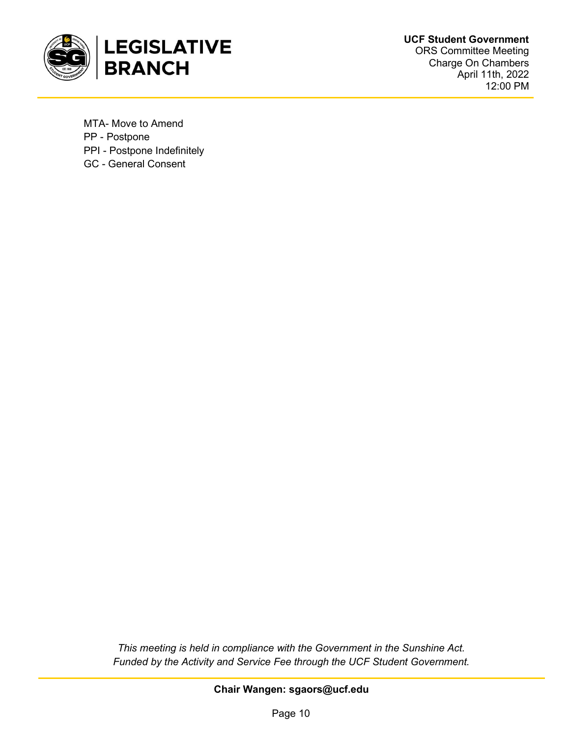MTA- Move to Amend
PP - Postpone
PPI - Postpone Indefinitely
GC - General Consent